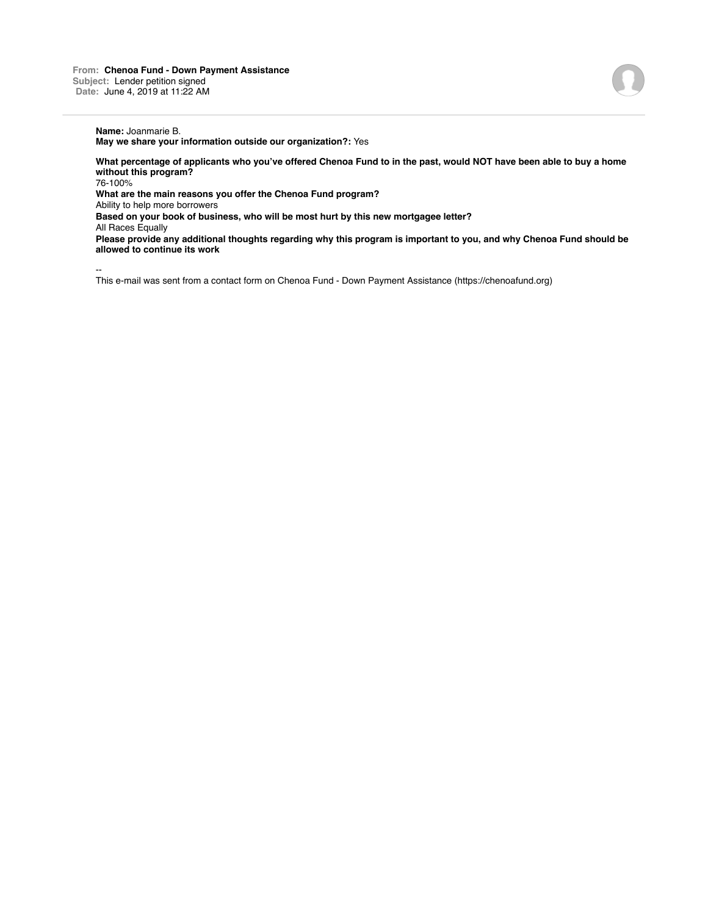**From:** **Chenoa Fund - Down Payment Assistance**
**Subject:** Lender petition signed
**Date:** June 4, 2019 at 11:22 AM

---

**Name:** Joanmarie B.
**May we share your information outside our organization?:** Yes

**What percentage of applicants who you've offered Chenoa Fund to in the past, would NOT have been able to buy a home without this program?**
76-100%
**What are the main reasons you offer the Chenoa Fund program?**
Ability to help more borrowers
**Based on your book of business, who will be most hurt by this new mortgagee letter?**
All Races Equally
**Please provide any additional thoughts regarding why this program is important to you, and why Chenoa Fund should be allowed to continue its work**

--
This e-mail was sent from a contact form on Chenoa Fund - Down Payment Assistance (https://chenoafund.org)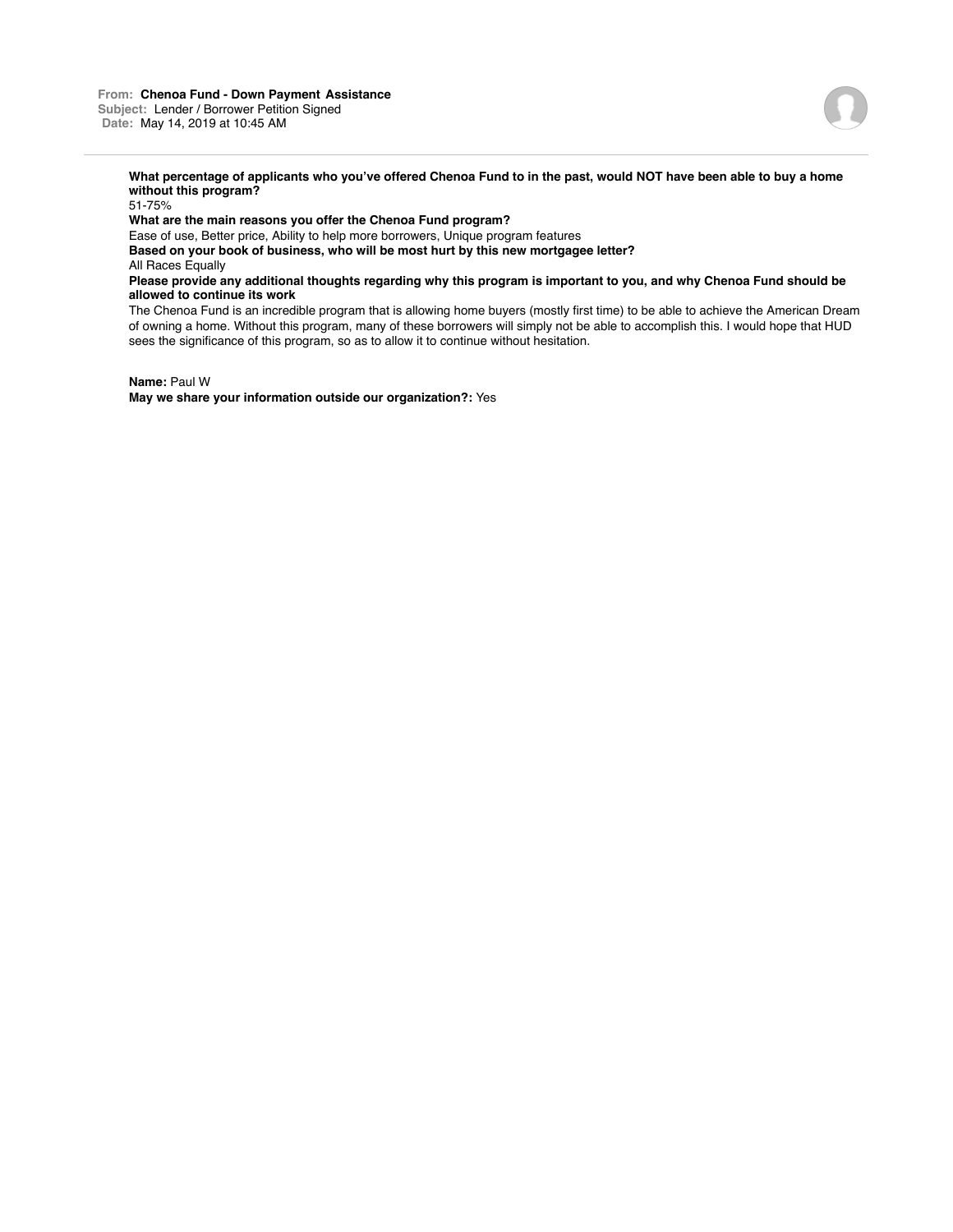**From:** Chenoa Fund - Down Payment Assistance
**Subject:** Lender / Borrower Petition Signed
**Date:** May 14, 2019 at 10:45 AM

---

**What percentage of applicants who you've offered Chenoa Fund to in the past, would NOT have been able to buy a home without this program?**
51-75%
**What are the main reasons you offer the Chenoa Fund program?**
Ease of use, Better price, Ability to help more borrowers, Unique program features
**Based on your book of business, who will be most hurt by this new mortgagee letter?**
All Races Equally
**Please provide any additional thoughts regarding why this program is important to you, and why Chenoa Fund should be allowed to continue its work**
The Chenoa Fund is an incredible program that is allowing home buyers (mostly first time) to be able to achieve the American Dream of owning a home. Without this program, many of these borrowers will simply not be able to accomplish this. I would hope that HUD sees the significance of this program, so as to allow it to continue without hesitation.

**Name:** Paul W
**May we share your information outside our organization?:** Yes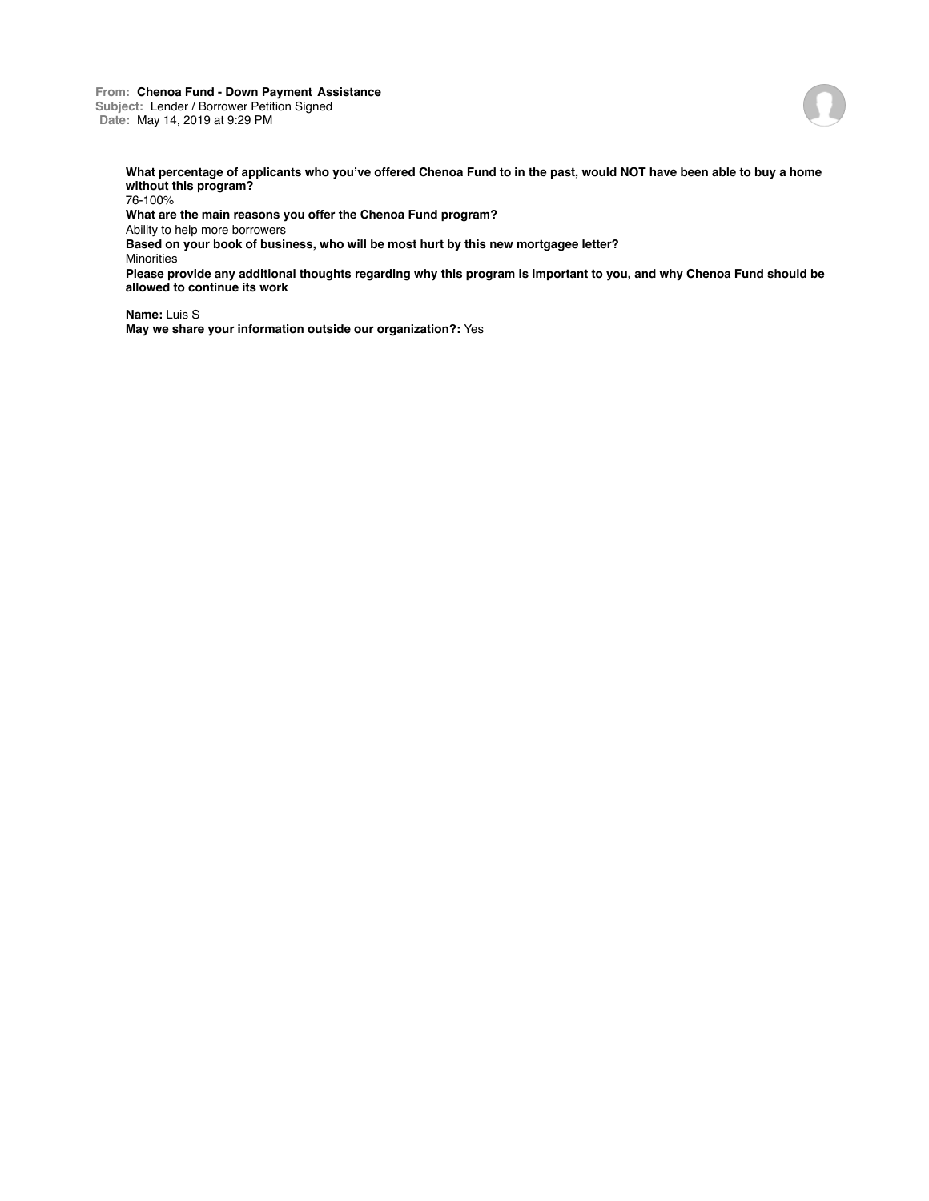**From:** **Chenoa Fund - Down Payment Assistance**
**Subject:** Lender / Borrower Petition Signed
**Date:** May 14, 2019 at 9:29 PM

---

**What percentage of applicants who you've offered Chenoa Fund to in the past, would NOT have been able to buy a home without this program?**
76-100%
**What are the main reasons you offer the Chenoa Fund program?**
Ability to help more borrowers
**Based on your book of business, who will be most hurt by this new mortgagee letter?**
Minorities
**Please provide any additional thoughts regarding why this program is important to you, and why Chenoa Fund should be allowed to continue its work**

**Name:** Luis S
**May we share your information outside our organization?:** Yes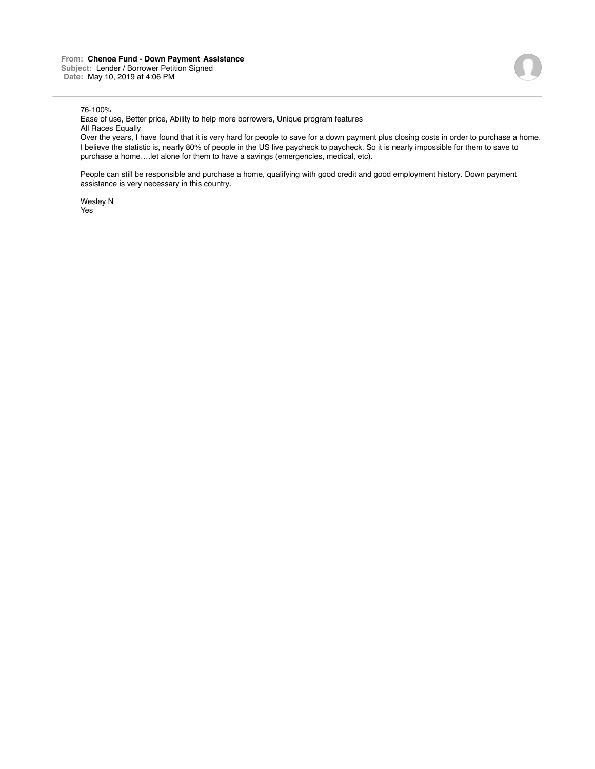**From:** **Chenoa Fund - Down Payment Assistance**
**Subject:** Lender / Borrower Petition Signed
**Date:** May 10, 2019 at 4:06 PM

76-100%
Ease of use, Better price, Ability to help more borrowers, Unique program features
All Races Equally
Over the years, I have found that it is very hard for people to save for a down payment plus closing costs in order to purchase a home. I believe the statistic is, nearly 80% of people in the US live paycheck to paycheck. So it is nearly impossible for them to save to purchase a home….let alone for them to have a savings (emergencies, medical, etc).

People can still be responsible and purchase a home, qualifying with good credit and good employment history. Down payment assistance is very necessary in this country.

Wesley N
Yes